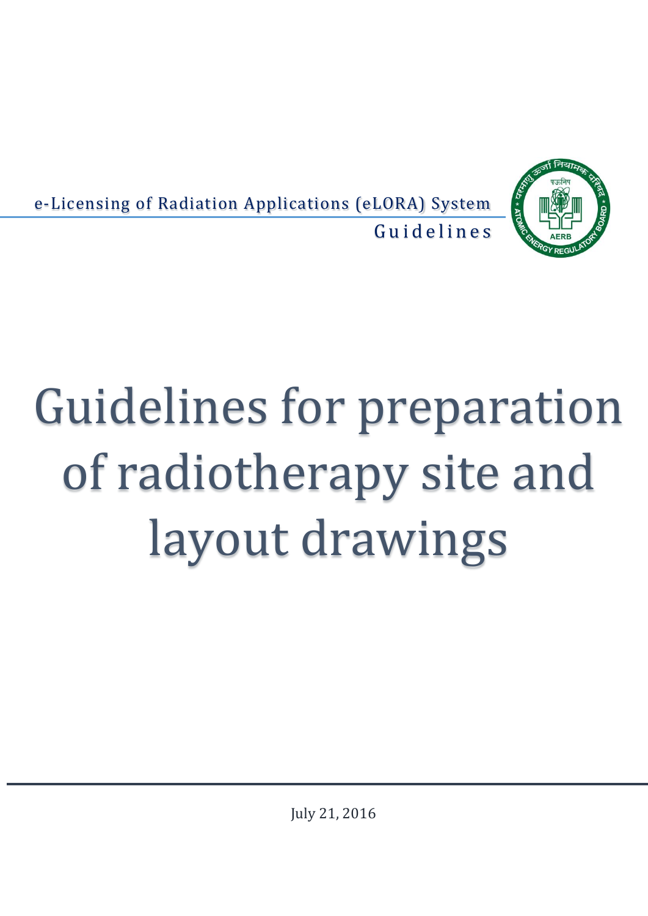e-Licensing of Radiation Applications (eLORA) System

Guidelines

# Guidelines for preparation of radiotherapy site and layout drawings

July 21, 2016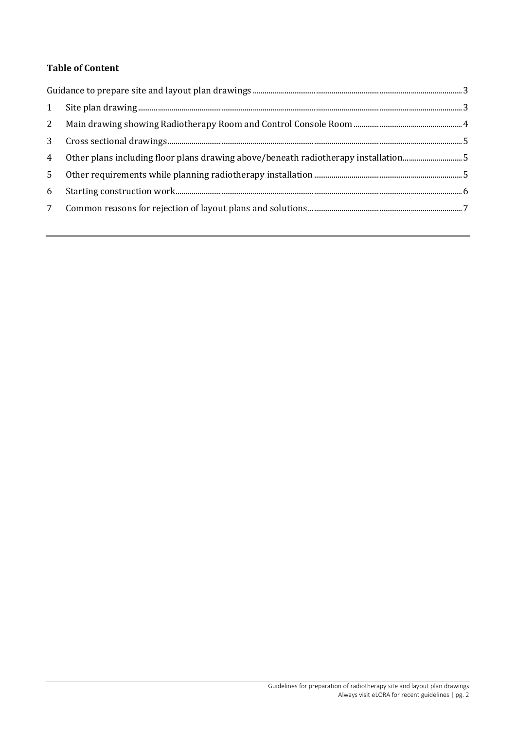**Table of Content**

Guidance to prepare site and layout plan drawings ........ 3

1 Site plan drawing ........ 3

2 Main drawing showing Radiotherapy Room and Control Console Room ........ 4

3 Cross sectional drawings ........ 5

4 Other plans including floor plans drawing above/beneath radiotherapy installation ........ 5

5 Other requirements while planning radiotherapy installation ........ 5

6 Starting construction work ........ 6

7 Common reasons for rejection of layout plans and solutions ........ 7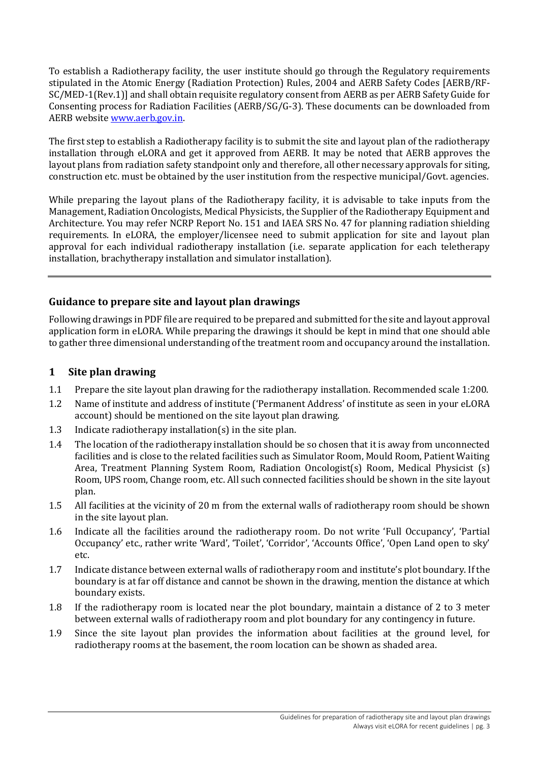To establish a Radiotherapy facility, the user institute should go through the Regulatory requirements stipulated in the Atomic Energy (Radiation Protection) Rules, 2004 and AERB Safety Codes [AERB/RF-SC/MED-1(Rev.1)] and shall obtain requisite regulatory consent from AERB as per AERB Safety Guide for Consenting process for Radiation Facilities (AERB/SG/G-3). These documents can be downloaded from AERB website www.aerb.gov.in.

The first step to establish a Radiotherapy facility is to submit the site and layout plan of the radiotherapy installation through eLORA and get it approved from AERB. It may be noted that AERB approves the layout plans from radiation safety standpoint only and therefore, all other necessary approvals for siting, construction etc. must be obtained by the user institution from the respective municipal/Govt. agencies.

While preparing the layout plans of the Radiotherapy facility, it is advisable to take inputs from the Management, Radiation Oncologists, Medical Physicists, the Supplier of the Radiotherapy Equipment and Architecture. You may refer NCRP Report No. 151 and IAEA SRS No. 47 for planning radiation shielding requirements. In eLORA, the employer/licensee need to submit application for site and layout plan approval for each individual radiotherapy installation (i.e. separate application for each teletherapy installation, brachytherapy installation and simulator installation).

---

## Guidance to prepare site and layout plan drawings

Following drawings in PDF file are required to be prepared and submitted for the site and layout approval application form in eLORA. While preparing the drawings it should be kept in mind that one should able to gather three dimensional understanding of the treatment room and occupancy around the installation.

### 1 Site plan drawing

1.1 Prepare the site layout plan drawing for the radiotherapy installation. Recommended scale 1:200.

1.2 Name of institute and address of institute ('Permanent Address' of institute as seen in your eLORA account) should be mentioned on the site layout plan drawing.

1.3 Indicate radiotherapy installation(s) in the site plan.

1.4 The location of the radiotherapy installation should be so chosen that it is away from unconnected facilities and is close to the related facilities such as Simulator Room, Mould Room, Patient Waiting Area, Treatment Planning System Room, Radiation Oncologist(s) Room, Medical Physicist (s) Room, UPS room, Change room, etc. All such connected facilities should be shown in the site layout plan.

1.5 All facilities at the vicinity of 20 m from the external walls of radiotherapy room should be shown in the site layout plan.

1.6 Indicate all the facilities around the radiotherapy room. Do not write 'Full Occupancy', 'Partial Occupancy' etc., rather write 'Ward', 'Toilet', 'Corridor', 'Accounts Office', 'Open Land open to sky' etc.

1.7 Indicate distance between external walls of radiotherapy room and institute's plot boundary. If the boundary is at far off distance and cannot be shown in the drawing, mention the distance at which boundary exists.

1.8 If the radiotherapy room is located near the plot boundary, maintain a distance of 2 to 3 meter between external walls of radiotherapy room and plot boundary for any contingency in future.

1.9 Since the site layout plan provides the information about facilities at the ground level, for radiotherapy rooms at the basement, the room location can be shown as shaded area.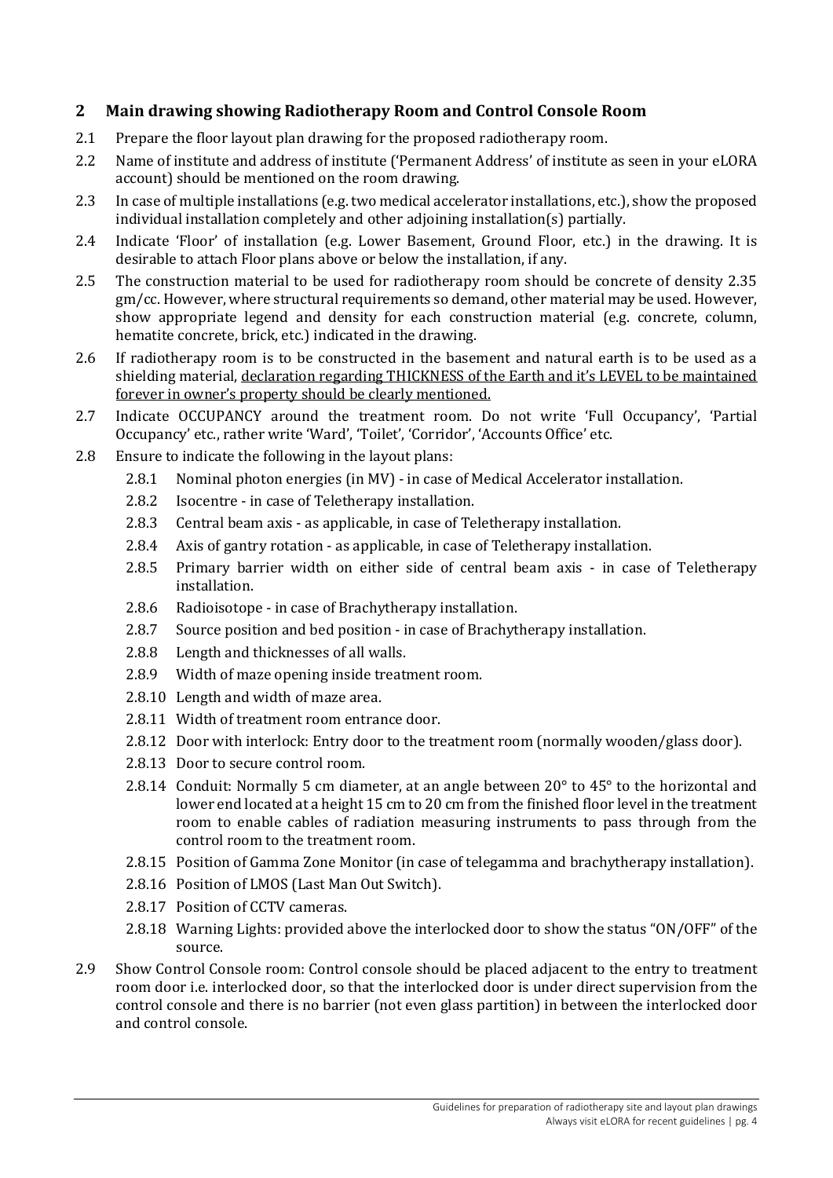## 2 Main drawing showing Radiotherapy Room and Control Console Room

2.1 Prepare the floor layout plan drawing for the proposed radiotherapy room.

2.2 Name of institute and address of institute ('Permanent Address' of institute as seen in your eLORA account) should be mentioned on the room drawing.

2.3 In case of multiple installations (e.g. two medical accelerator installations, etc.), show the proposed individual installation completely and other adjoining installation(s) partially.

2.4 Indicate 'Floor' of installation (e.g. Lower Basement, Ground Floor, etc.) in the drawing. It is desirable to attach Floor plans above or below the installation, if any.

2.5 The construction material to be used for radiotherapy room should be concrete of density 2.35 gm/cc. However, where structural requirements so demand, other material may be used. However, show appropriate legend and density for each construction material (e.g. concrete, column, hematite concrete, brick, etc.) indicated in the drawing.

2.6 If radiotherapy room is to be constructed in the basement and natural earth is to be used as a shielding material, <u>declaration regarding THICKNESS of the Earth and it's LEVEL to be maintained forever in owner's property should be clearly mentioned.</u>

2.7 Indicate OCCUPANCY around the treatment room. Do not write 'Full Occupancy', 'Partial Occupancy' etc., rather write 'Ward', 'Toilet', 'Corridor', 'Accounts Office' etc.

2.8 Ensure to indicate the following in the layout plans:

- 2.8.1 Nominal photon energies (in MV) - in case of Medical Accelerator installation.
- 2.8.2 Isocentre - in case of Teletherapy installation.
- 2.8.3 Central beam axis - as applicable, in case of Teletherapy installation.
- 2.8.4 Axis of gantry rotation - as applicable, in case of Teletherapy installation.
- 2.8.5 Primary barrier width on either side of central beam axis - in case of Teletherapy installation.
- 2.8.6 Radioisotope - in case of Brachytherapy installation.
- 2.8.7 Source position and bed position - in case of Brachytherapy installation.
- 2.8.8 Length and thicknesses of all walls.
- 2.8.9 Width of maze opening inside treatment room.
- 2.8.10 Length and width of maze area.
- 2.8.11 Width of treatment room entrance door.
- 2.8.12 Door with interlock: Entry door to the treatment room (normally wooden/glass door).
- 2.8.13 Door to secure control room.
- 2.8.14 Conduit: Normally 5 cm diameter, at an angle between 20° to 45° to the horizontal and lower end located at a height 15 cm to 20 cm from the finished floor level in the treatment room to enable cables of radiation measuring instruments to pass through from the control room to the treatment room.
- 2.8.15 Position of Gamma Zone Monitor (in case of telegamma and brachytherapy installation).
- 2.8.16 Position of LMOS (Last Man Out Switch).
- 2.8.17 Position of CCTV cameras.
- 2.8.18 Warning Lights: provided above the interlocked door to show the status "ON/OFF" of the source.

2.9 Show Control Console room: Control console should be placed adjacent to the entry to treatment room door i.e. interlocked door, so that the interlocked door is under direct supervision from the control console and there is no barrier (not even glass partition) in between the interlocked door and control console.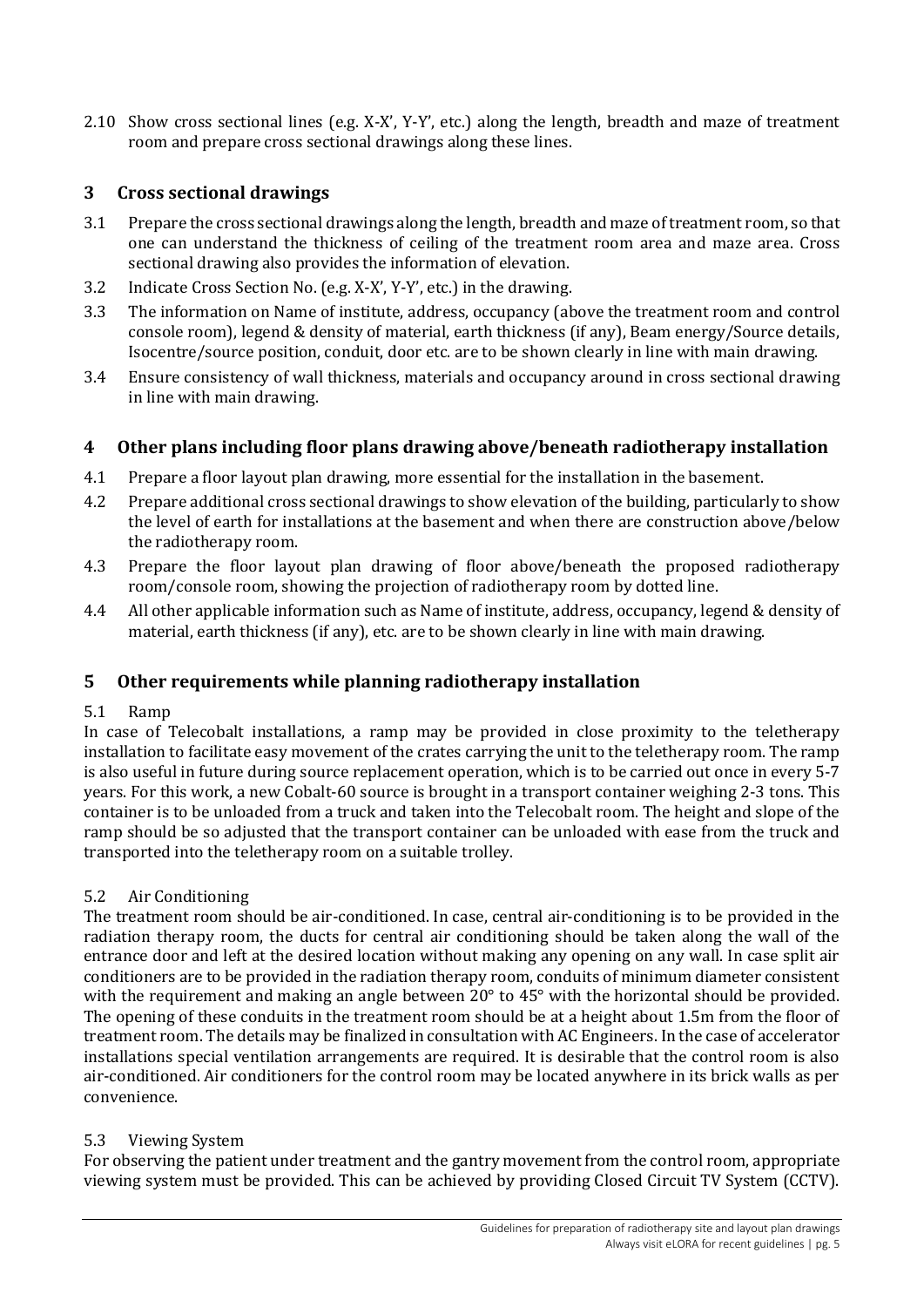2.10 Show cross sectional lines (e.g. X-X', Y-Y', etc.) along the length, breadth and maze of treatment room and prepare cross sectional drawings along these lines.

## 3 Cross sectional drawings

3.1 Prepare the cross sectional drawings along the length, breadth and maze of treatment room, so that one can understand the thickness of ceiling of the treatment room area and maze area. Cross sectional drawing also provides the information of elevation.

3.2 Indicate Cross Section No. (e.g. X-X', Y-Y', etc.) in the drawing.

3.3 The information on Name of institute, address, occupancy (above the treatment room and control console room), legend & density of material, earth thickness (if any), Beam energy/Source details, Isocentre/source position, conduit, door etc. are to be shown clearly in line with main drawing.

3.4 Ensure consistency of wall thickness, materials and occupancy around in cross sectional drawing in line with main drawing.

## 4 Other plans including floor plans drawing above/beneath radiotherapy installation

4.1 Prepare a floor layout plan drawing, more essential for the installation in the basement.

4.2 Prepare additional cross sectional drawings to show elevation of the building, particularly to show the level of earth for installations at the basement and when there are construction above/below the radiotherapy room.

4.3 Prepare the floor layout plan drawing of floor above/beneath the proposed radiotherapy room/console room, showing the projection of radiotherapy room by dotted line.

4.4 All other applicable information such as Name of institute, address, occupancy, legend & density of material, earth thickness (if any), etc. are to be shown clearly in line with main drawing.

## 5 Other requirements while planning radiotherapy installation

### 5.1 Ramp

In case of Telecobalt installations, a ramp may be provided in close proximity to the teletherapy installation to facilitate easy movement of the crates carrying the unit to the teletherapy room. The ramp is also useful in future during source replacement operation, which is to be carried out once in every 5-7 years. For this work, a new Cobalt-60 source is brought in a transport container weighing 2-3 tons. This container is to be unloaded from a truck and taken into the Telecobalt room. The height and slope of the ramp should be so adjusted that the transport container can be unloaded with ease from the truck and transported into the teletherapy room on a suitable trolley.

### 5.2 Air Conditioning

The treatment room should be air-conditioned. In case, central air-conditioning is to be provided in the radiation therapy room, the ducts for central air conditioning should be taken along the wall of the entrance door and left at the desired location without making any opening on any wall. In case split air conditioners are to be provided in the radiation therapy room, conduits of minimum diameter consistent with the requirement and making an angle between 20° to 45° with the horizontal should be provided. The opening of these conduits in the treatment room should be at a height about 1.5m from the floor of treatment room. The details may be finalized in consultation with AC Engineers. In the case of accelerator installations special ventilation arrangements are required. It is desirable that the control room is also air-conditioned. Air conditioners for the control room may be located anywhere in its brick walls as per convenience.

### 5.3 Viewing System

For observing the patient under treatment and the gantry movement from the control room, appropriate viewing system must be provided. This can be achieved by providing Closed Circuit TV System (CCTV).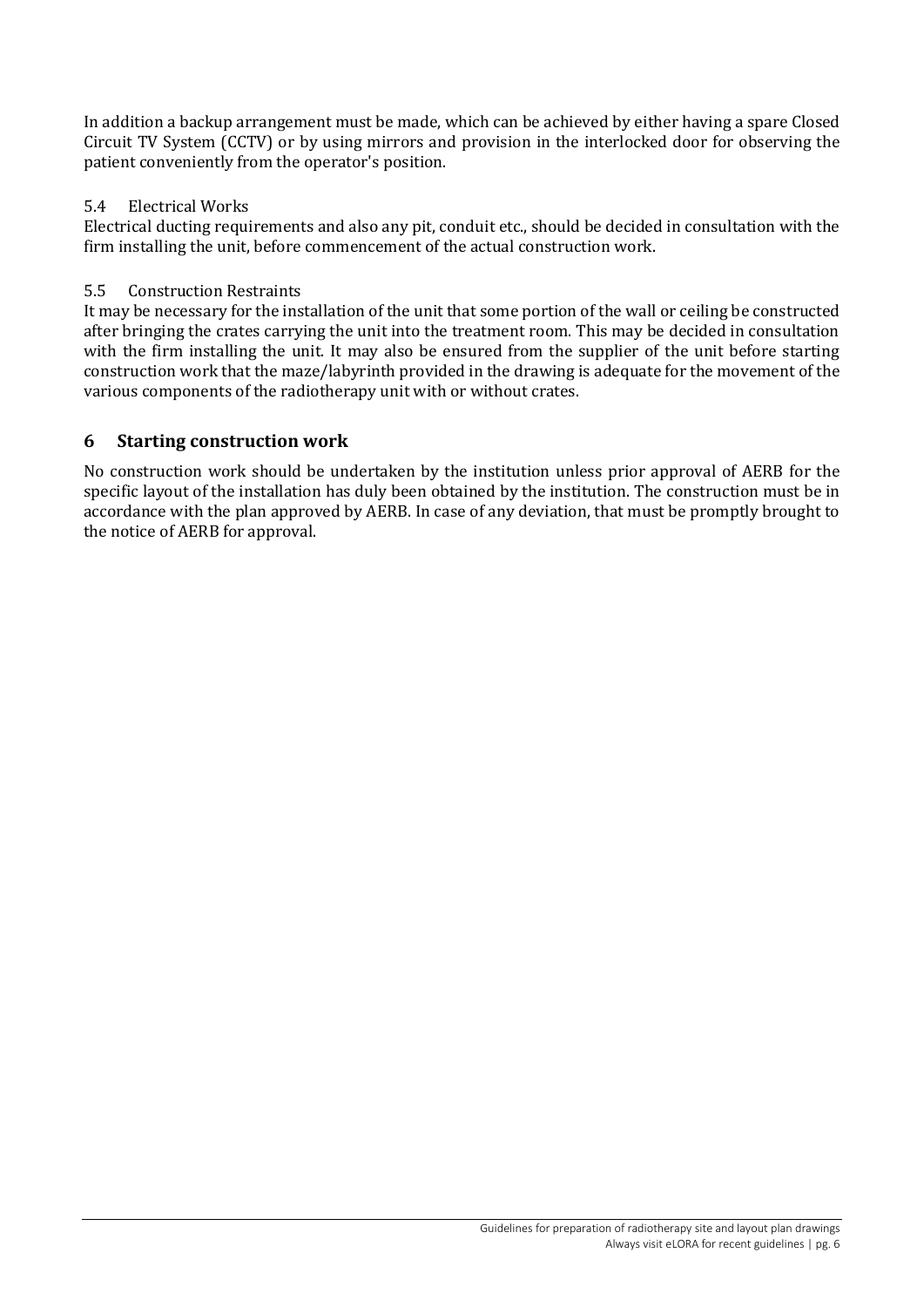In addition a backup arrangement must be made, which can be achieved by either having a spare Closed Circuit TV System (CCTV) or by using mirrors and provision in the interlocked door for observing the patient conveniently from the operator's position.

### 5.4 Electrical Works

Electrical ducting requirements and also any pit, conduit etc., should be decided in consultation with the firm installing the unit, before commencement of the actual construction work.

### 5.5 Construction Restraints

It may be necessary for the installation of the unit that some portion of the wall or ceiling be constructed after bringing the crates carrying the unit into the treatment room. This may be decided in consultation with the firm installing the unit. It may also be ensured from the supplier of the unit before starting construction work that the maze/labyrinth provided in the drawing is adequate for the movement of the various components of the radiotherapy unit with or without crates.

## 6 Starting construction work

No construction work should be undertaken by the institution unless prior approval of AERB for the specific layout of the installation has duly been obtained by the institution. The construction must be in accordance with the plan approved by AERB. In case of any deviation, that must be promptly brought to the notice of AERB for approval.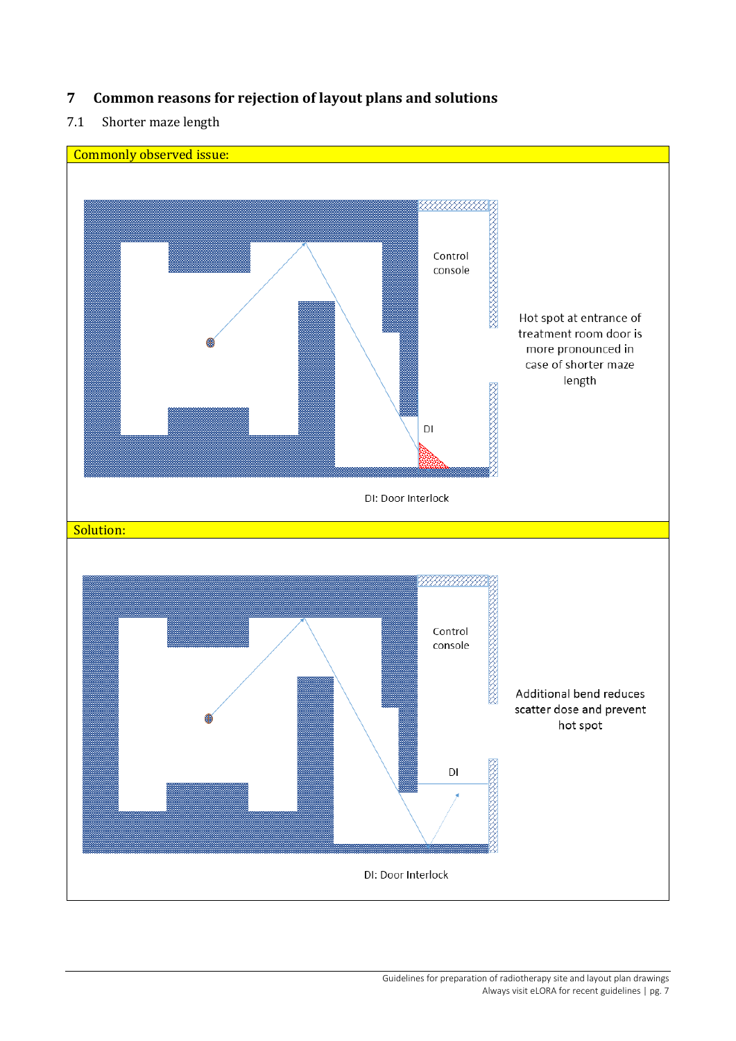# 7 Common reasons for rejection of layout plans and solutions

## 7.1 Shorter maze length

**Commonly observed issue:**

Control console

DI

Hot spot at entrance of treatment room door is more pronounced in case of shorter maze length

DI: Door Interlock

**Solution:**

Control console

DI

Additional bend reduces scatter dose and prevent hot spot

DI: Door Interlock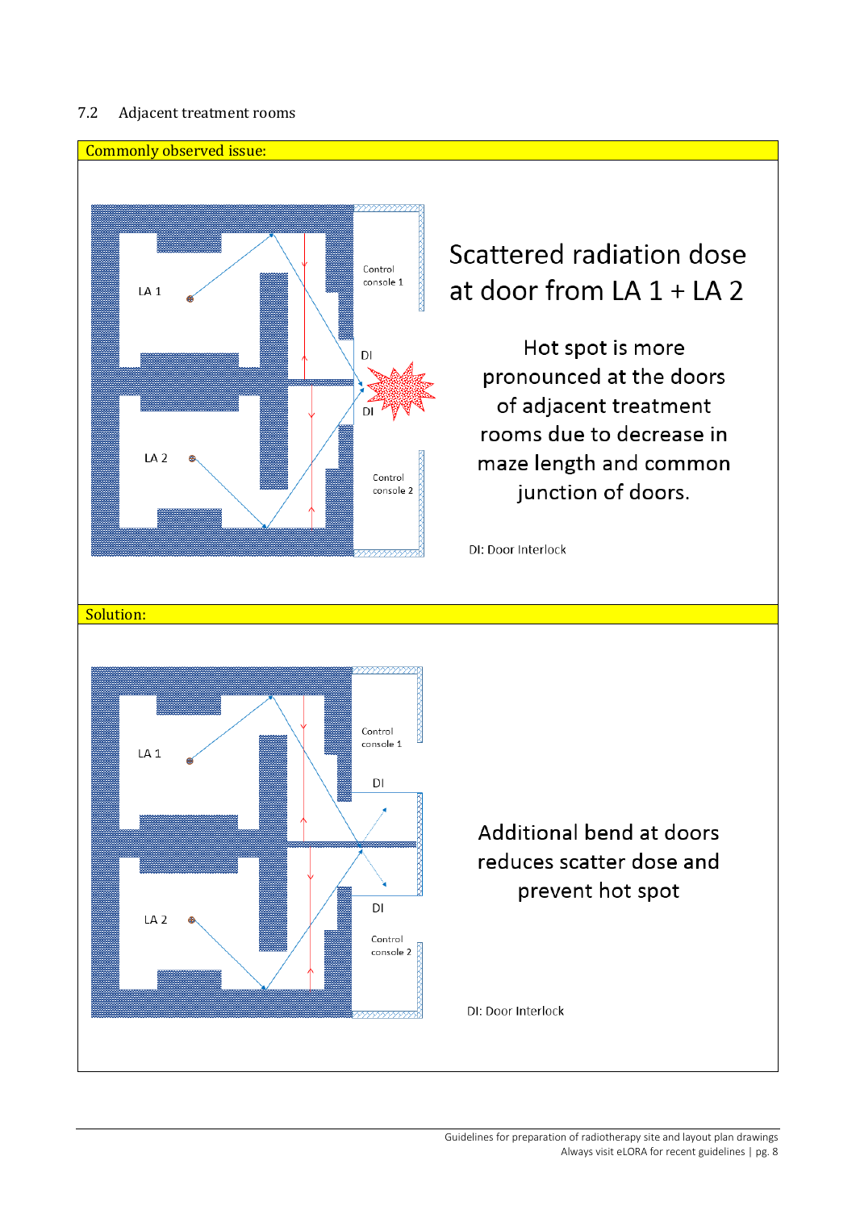## 7.2 Adjacent treatment rooms

**Commonly observed issue:**

LA 1

Control console 1

DI

DI

LA 2

Control console 2

Scattered radiation dose at door from LA 1 + LA 2

Hot spot is more pronounced at the doors of adjacent treatment rooms due to decrease in maze length and common junction of doors.

DI: Door Interlock

**Solution:**

LA 1

Control console 1

DI

DI

LA 2

Control console 2

Additional bend at doors reduces scatter dose and prevent hot spot

DI: Door Interlock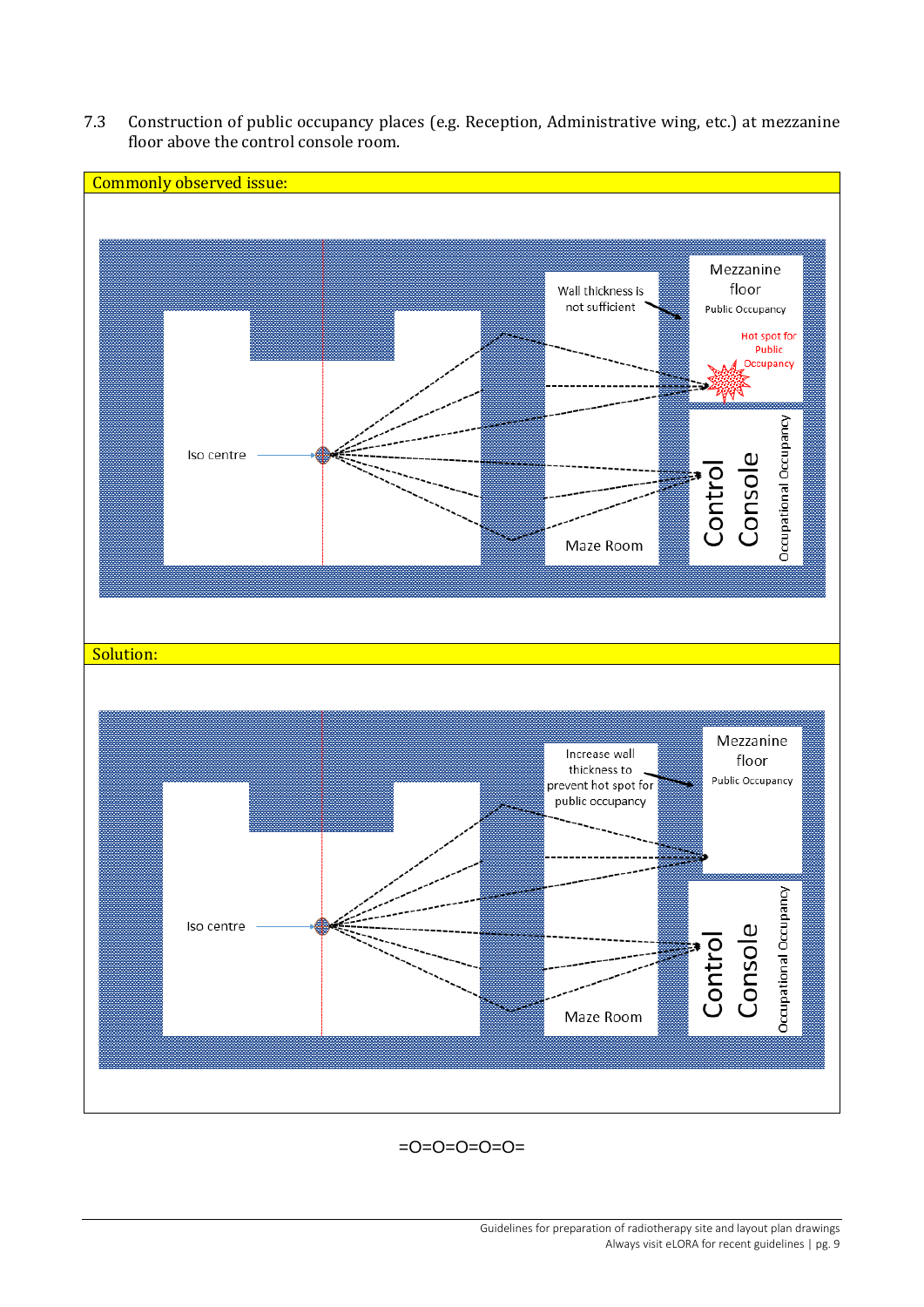7.3 Construction of public occupancy places (e.g. Reception, Administrative wing, etc.) at mezzanine floor above the control console room.

**Commonly observed issue:**

Mezzanine floor

Public Occupancy

Wall thickness is not sufficient

Hot spot for Public Occupancy

Iso centre

Control Console

Occupational Occupancy

Maze Room

**Solution:**

Mezzanine floor

Public Occupancy

Increase wall thickness to prevent hot spot for public occupancy

Iso centre

Control Console

Occupational Occupancy

Maze Room

=O=O=O=O=O=